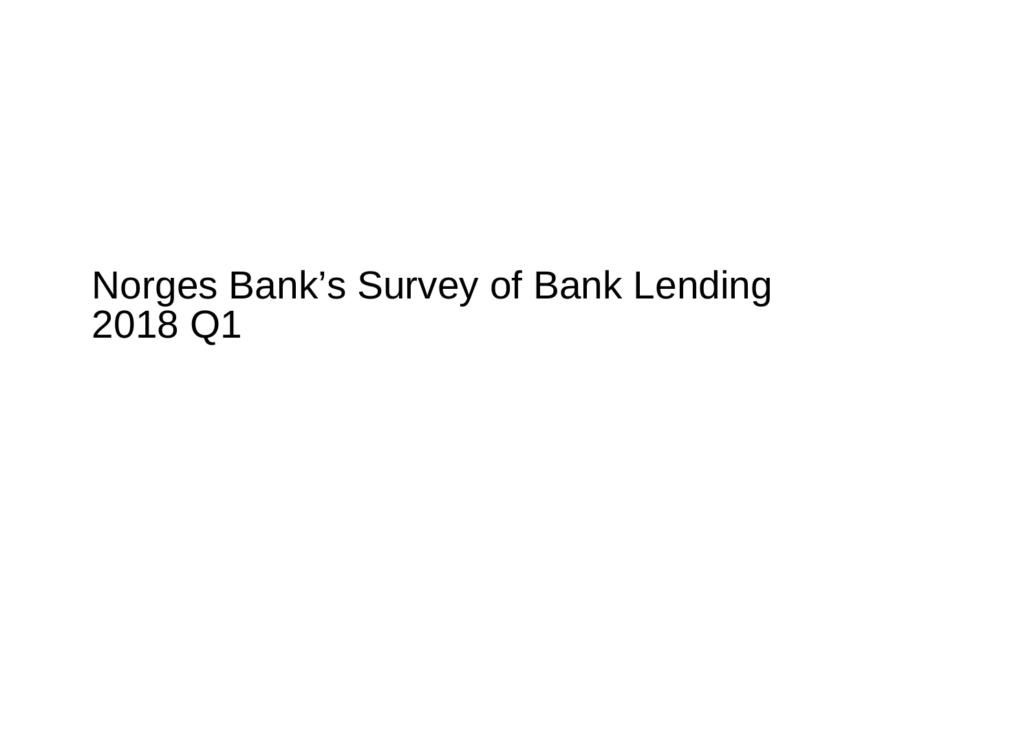# Norges Bank's Survey of Bank Lending 2018 Q1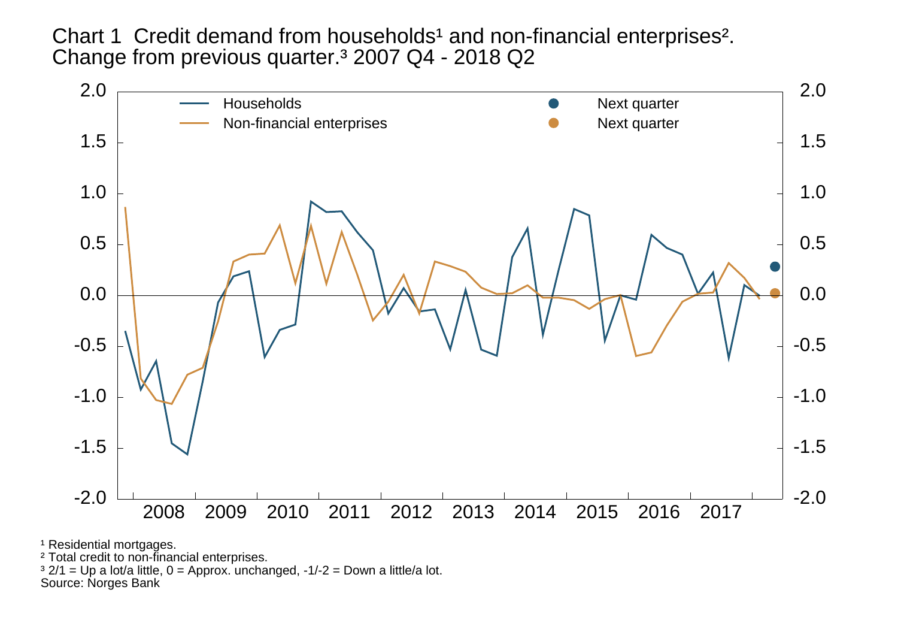Chart 1 Credit demand from households[1] and non-financial enterprises[2]. Change from previous quarter.[3] 2007 Q4 - 2018 Q2

[1] Residential mortgages.

[2] Total credit to non-financial enterprises.

[3] 2/1 = Up a lot/a little, 0 = Approx. unchanged, -1/-2 = Down a little/a lot.

Source: Norges Bank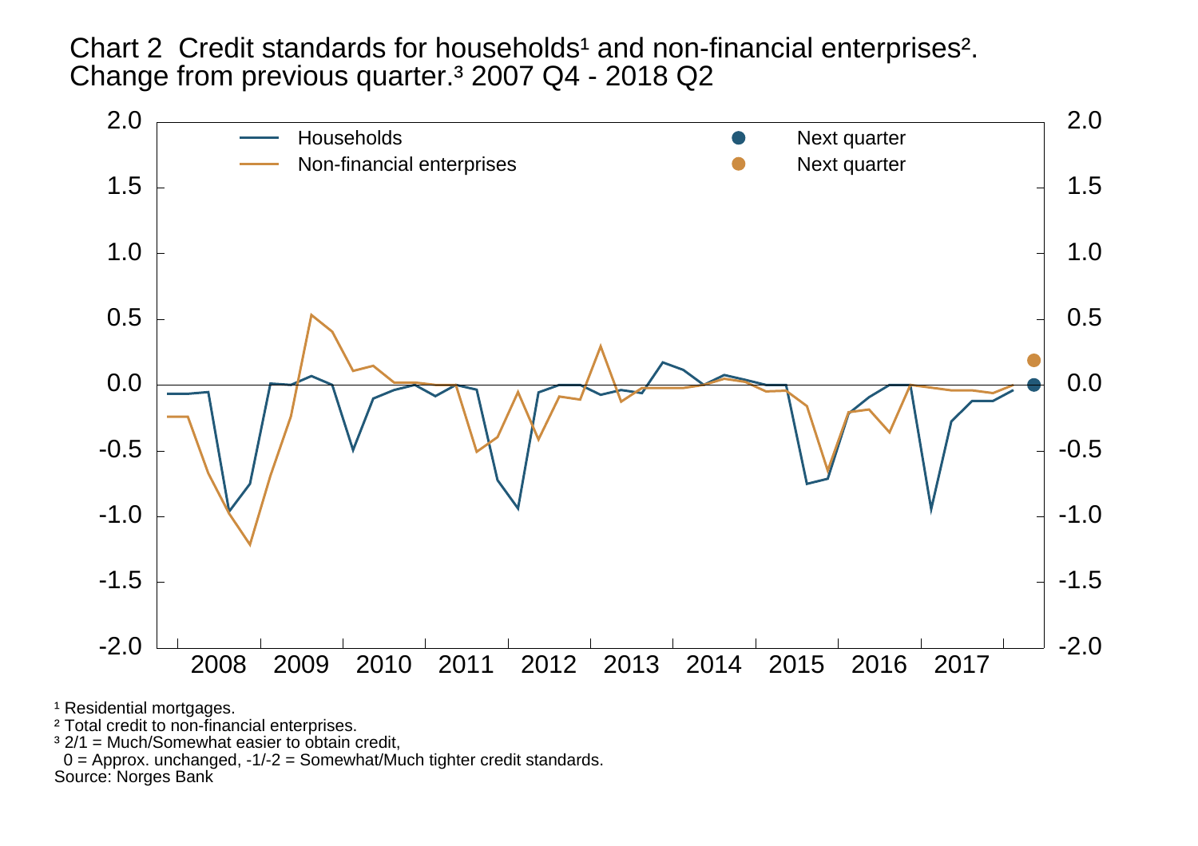Chart 2 Credit standards for households[1] and non-financial enterprises[2]. Change from previous quarter.[3] 2007 Q4 - 2018 Q2

¹ Residential mortgages.
² Total credit to non-financial enterprises.
³ 2/1 = Much/Somewhat easier to obtain credit, 0 = Approx. unchanged, -1/-2 = Somewhat/Much tighter credit standards.
Source: Norges Bank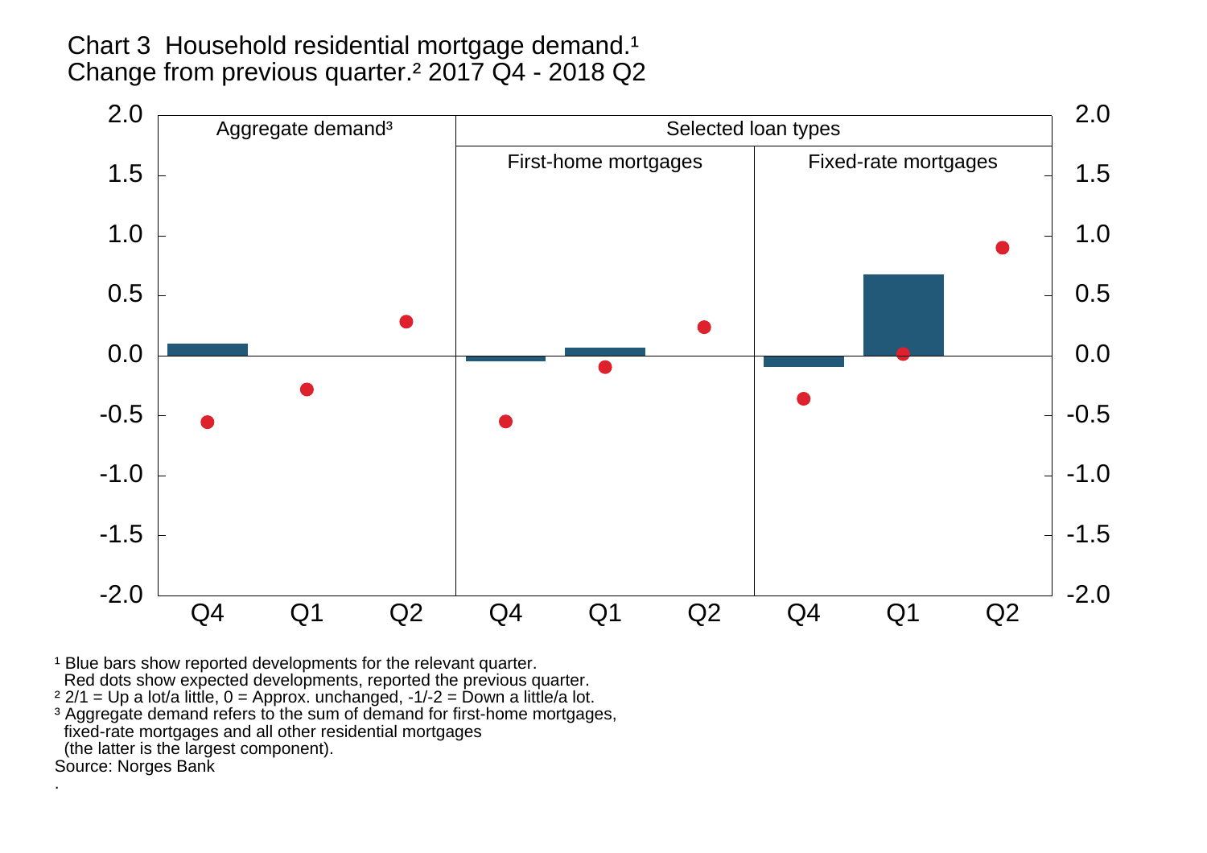Chart 3 Household residential mortgage demand.[1]
Change from previous quarter.[2] 2017 Q4 - 2018 Q2

[1] Blue bars show reported developments for the relevant quarter.
Red dots show expected developments, reported the previous quarter.
[2] 2/1 = Up a lot/a little, 0 = Approx. unchanged, -1/-2 = Down a little/a lot.
[3] Aggregate demand refers to the sum of demand for first-home mortgages, fixed-rate mortgages and all other residential mortgages (the latter is the largest component).
Source: Norges Bank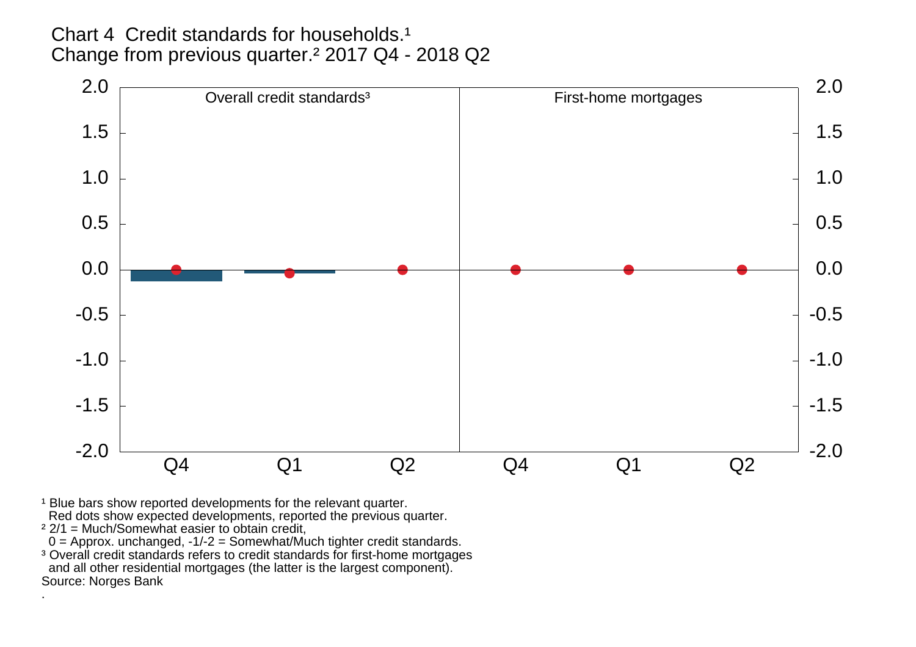Chart 4 Credit standards for households.[1]
Change from previous quarter.[2] 2017 Q4 - 2018 Q2

Overall credit standards[3]

First-home mortgages

2.0
1.5
1.0
0.5
0.0
-0.5
-1.0
-1.5
-2.0

Q4 Q1 Q2 Q4 Q1 Q2

[1] Blue bars show reported developments for the relevant quarter.
Red dots show expected developments, reported the previous quarter.
[2] 2/1 = Much/Somewhat easier to obtain credit,
0 = Approx. unchanged, -1/-2 = Somewhat/Much tighter credit standards.
[3] Overall credit standards refers to credit standards for first-home mortgages
and all other residential mortgages (the latter is the largest component).
Source: Norges Bank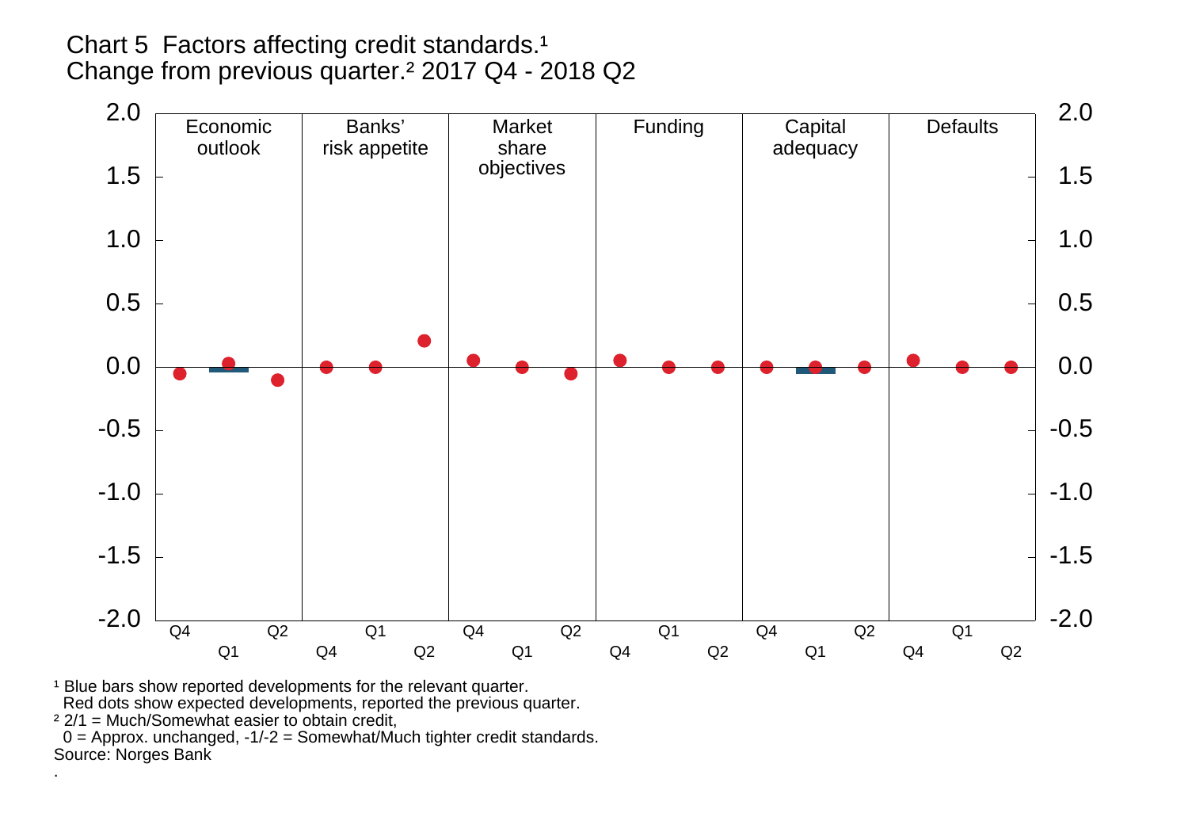Chart 5 Factors affecting credit standards.[1]
Change from previous quarter.[2] 2017 Q4 - 2018 Q2

| | Economic outlook | Banks' risk appetite | Market share objectives | Funding | Capital adequacy | Defaults |
|---|---|---|---|---|---|---|

[1] Blue bars show reported developments for the relevant quarter. Red dots show expected developments, reported the previous quarter.
[2] 2/1 = Much/Somewhat easier to obtain credit, 0 = Approx. unchanged, -1/-2 = Somewhat/Much tighter credit standards.
Source: Norges Bank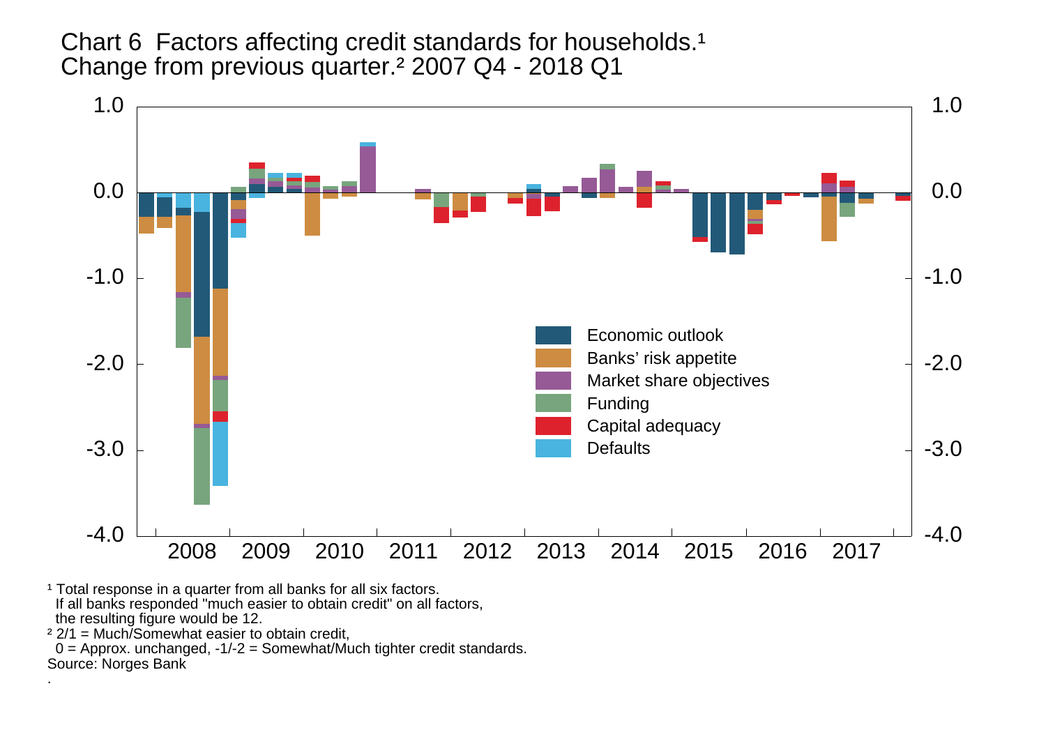Chart 6 Factors affecting credit standards for households.[1]
Change from previous quarter.[2] 2007 Q4 - 2018 Q1

[1] Total response in a quarter from all banks for all six factors. If all banks responded "much easier to obtain credit" on all factors, the resulting figure would be 12.

[2] 2/1 = Much/Somewhat easier to obtain credit, 0 = Approx. unchanged, -1/-2 = Somewhat/Much tighter credit standards.

Source: Norges Bank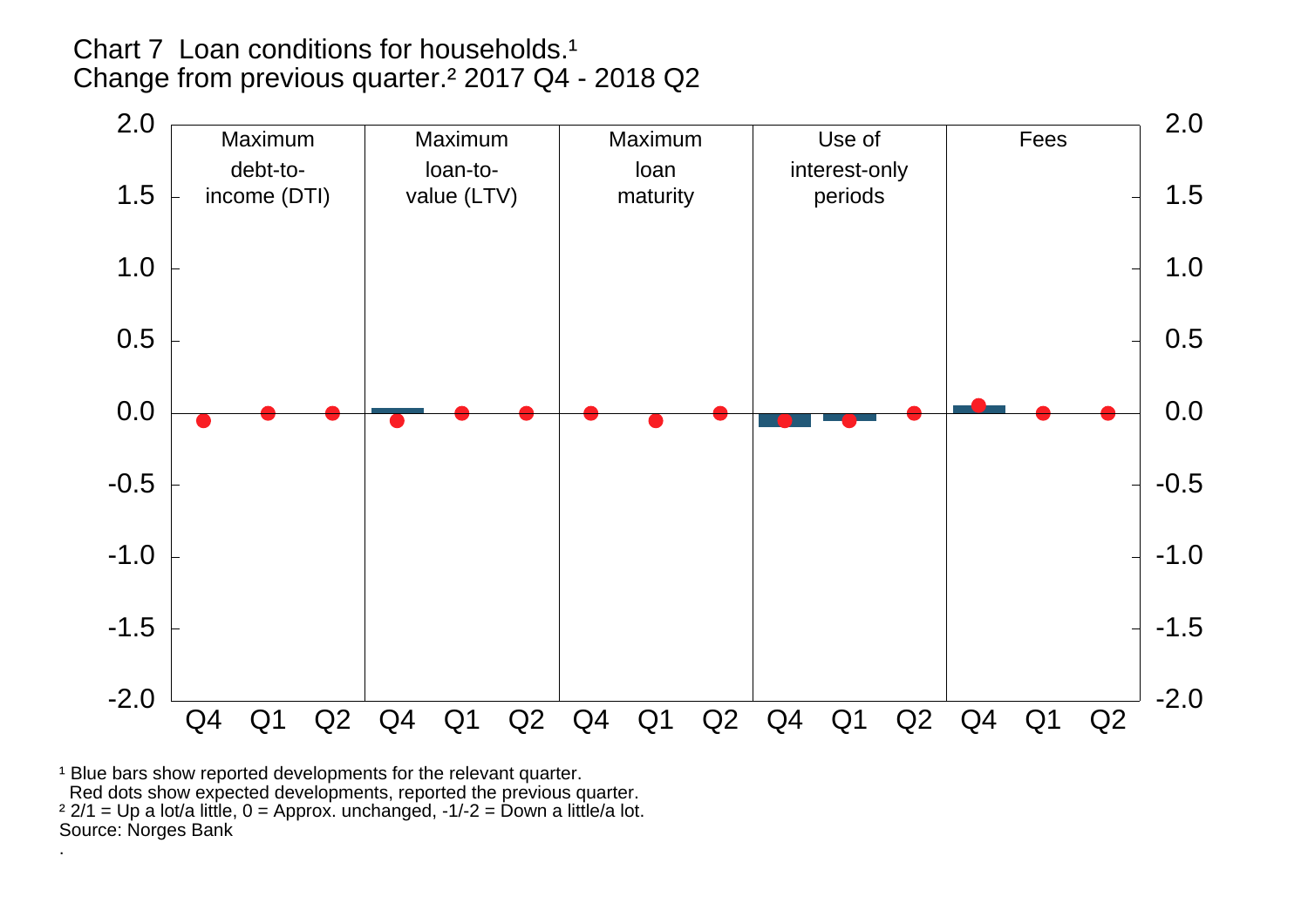Chart 7 Loan conditions for households.[1]
Change from previous quarter.[2] 2017 Q4 - 2018 Q2

[1] Blue bars show reported developments for the relevant quarter.
Red dots show expected developments, reported the previous quarter.

[2] 2/1 = Up a lot/a little, 0 = Approx. unchanged, -1/-2 = Down a little/a lot.

Source: Norges Bank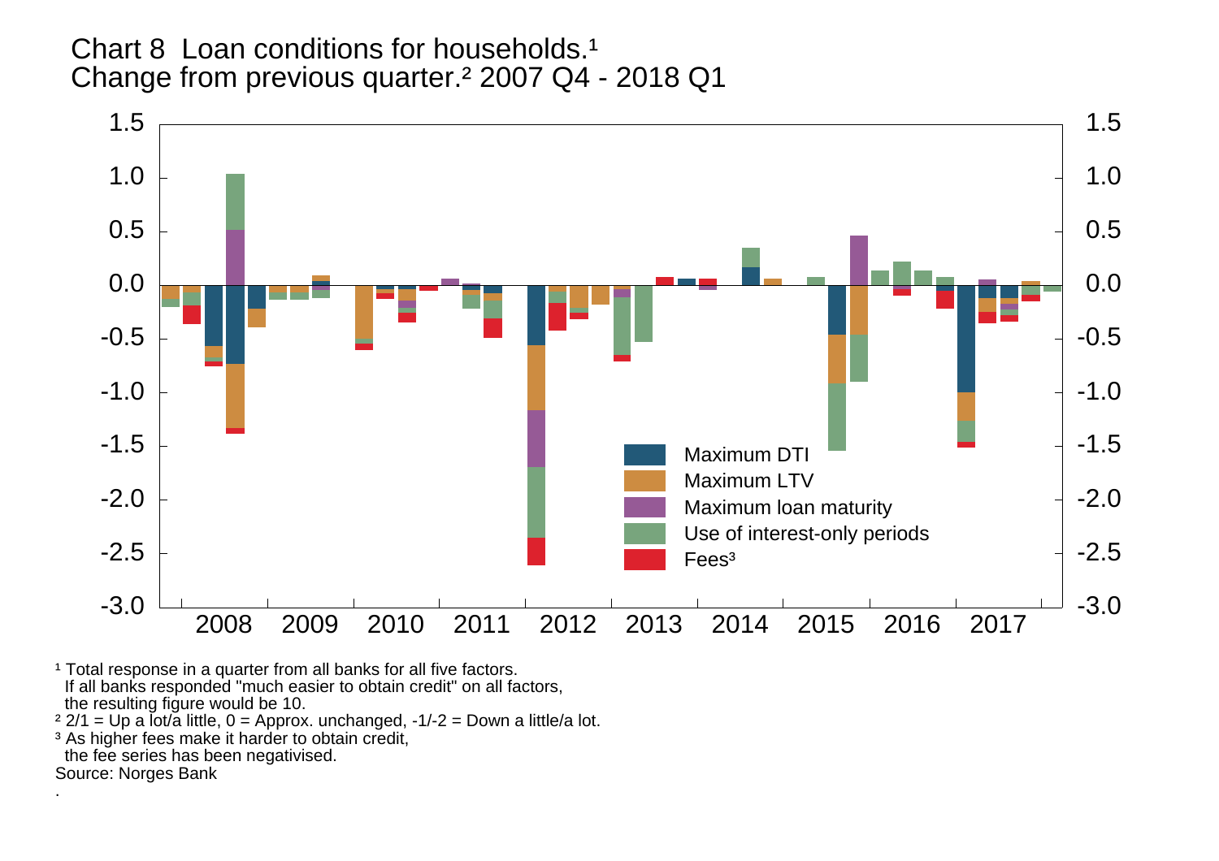Chart 8 Loan conditions for households.[1]
Change from previous quarter.[2] 2007 Q4 - 2018 Q1

Maximum DTI
Maximum LTV
Maximum loan maturity
Use of interest-only periods
Fees[3]

[1] Total response in a quarter from all banks for all five factors. If all banks responded "much easier to obtain credit" on all factors, the resulting figure would be 10.
[2] 2/1 = Up a lot/a little, 0 = Approx. unchanged, -1/-2 = Down a little/a lot.
[3] As higher fees make it harder to obtain credit, the fee series has been negativised.
Source: Norges Bank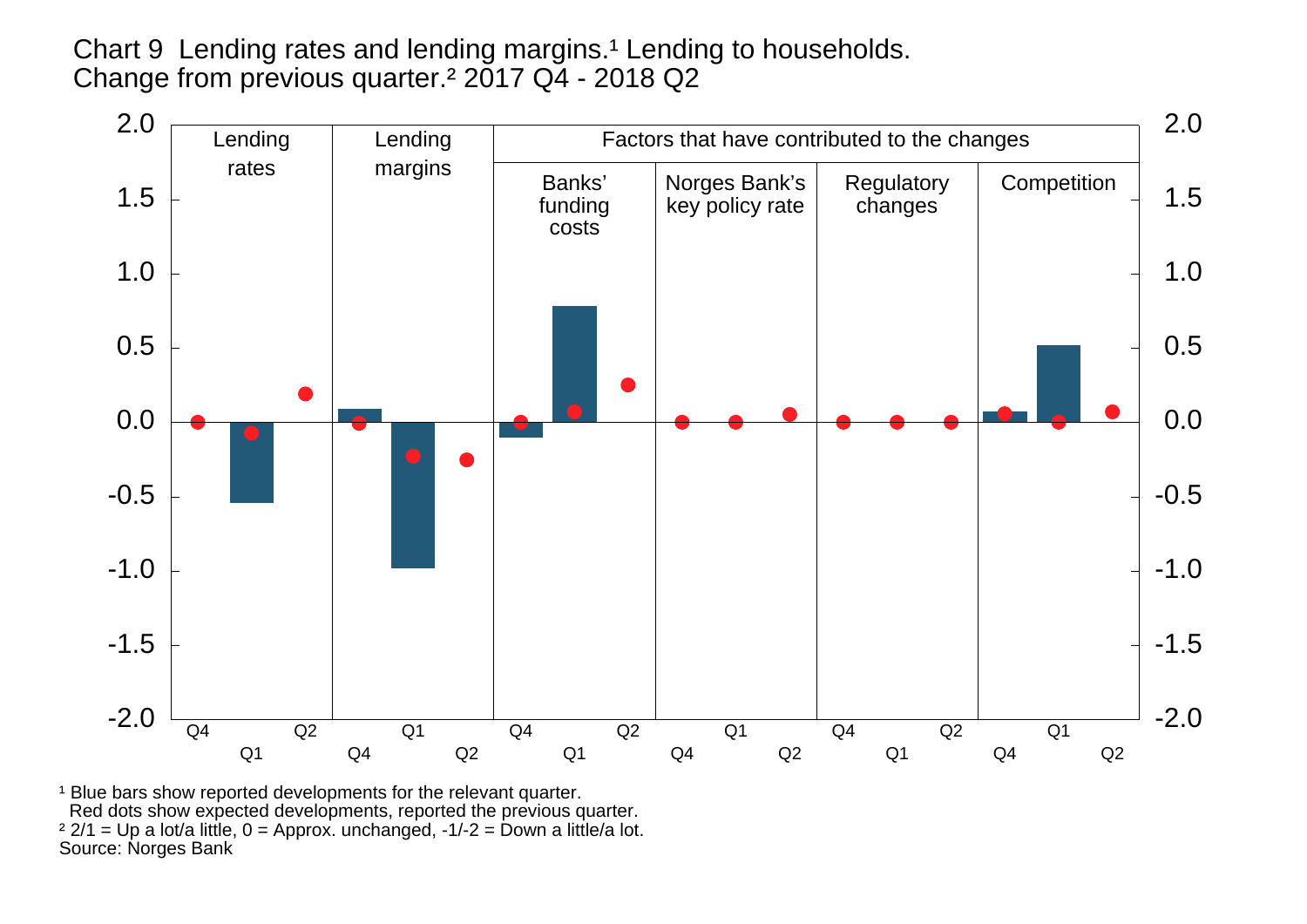Chart 9 Lending rates and lending margins.[1] Lending to households. Change from previous quarter.[2] 2017 Q4 - 2018 Q2

[1] Blue bars show reported developments for the relevant quarter. Red dots show expected developments, reported the previous quarter.
[2] 2/1 = Up a lot/a little, 0 = Approx. unchanged, -1/-2 = Down a little/a lot.
Source: Norges Bank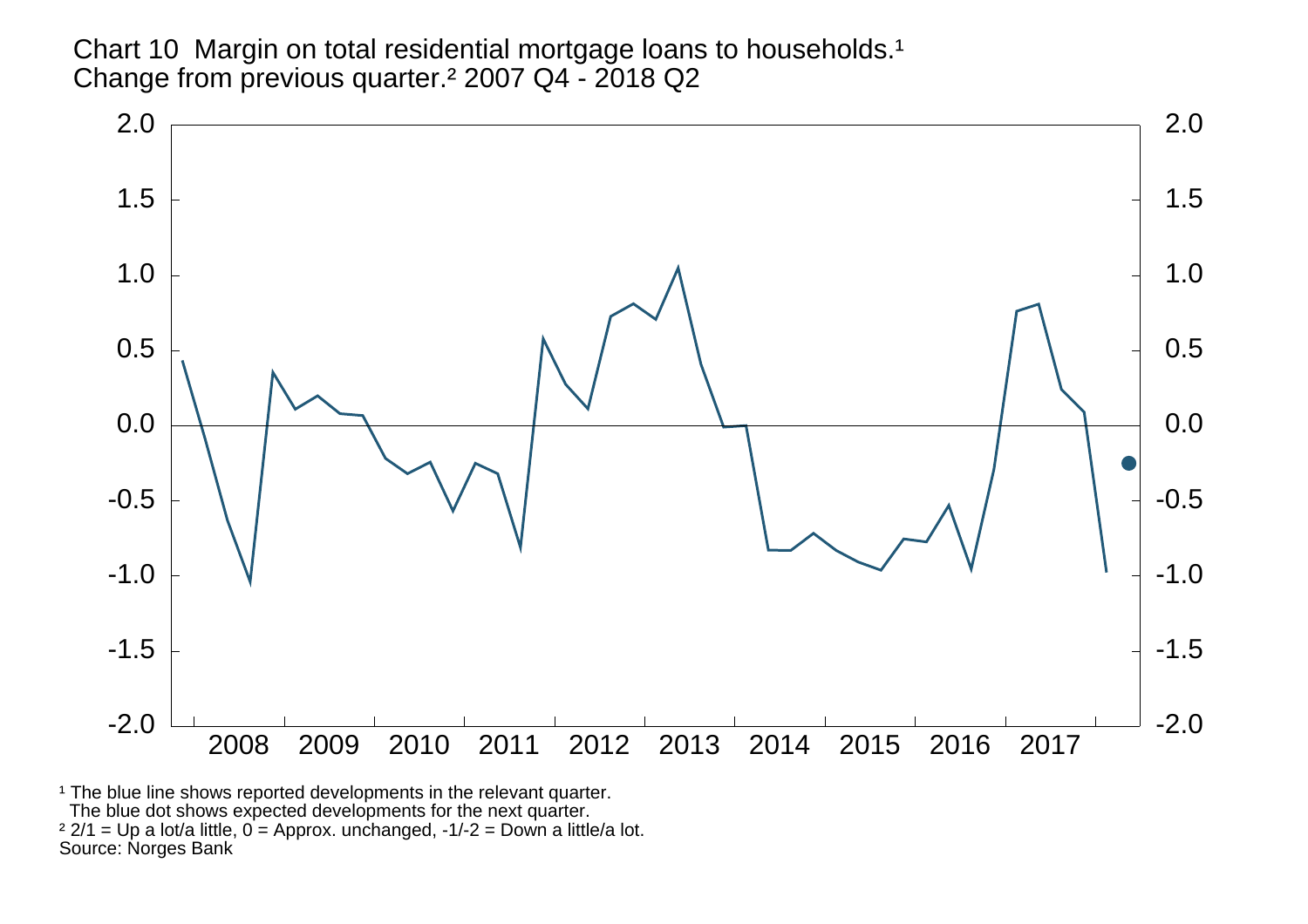Chart 10 Margin on total residential mortgage loans to households.[1]
Change from previous quarter.[2] 2007 Q4 - 2018 Q2

[1] The blue line shows reported developments in the relevant quarter.
The blue dot shows expected developments for the next quarter.
[2] 2/1 = Up a lot/a little, 0 = Approx. unchanged, -1/-2 = Down a little/a lot.
Source: Norges Bank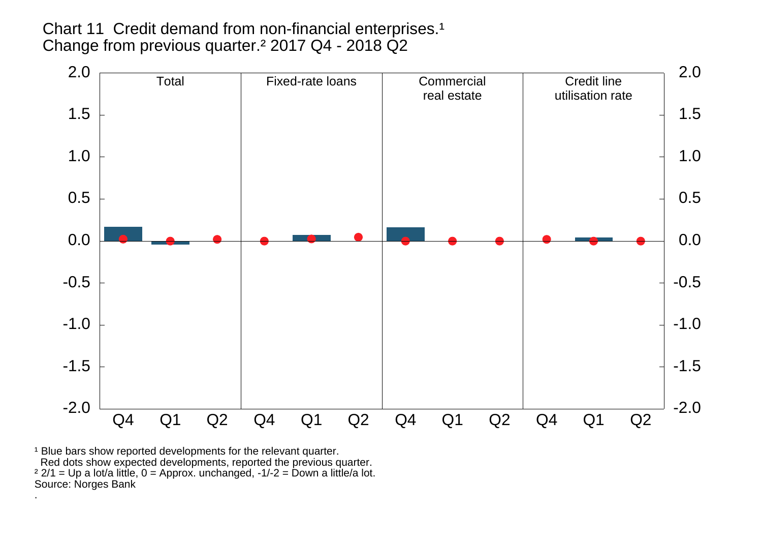Chart 11 Credit demand from non-financial enterprises.[1]
Change from previous quarter.[2] 2017 Q4 - 2018 Q2

[1] Blue bars show reported developments for the relevant quarter.
Red dots show expected developments, reported the previous quarter.
[2] 2/1 = Up a lot/a little, 0 = Approx. unchanged, -1/-2 = Down a little/a lot.
Source: Norges Bank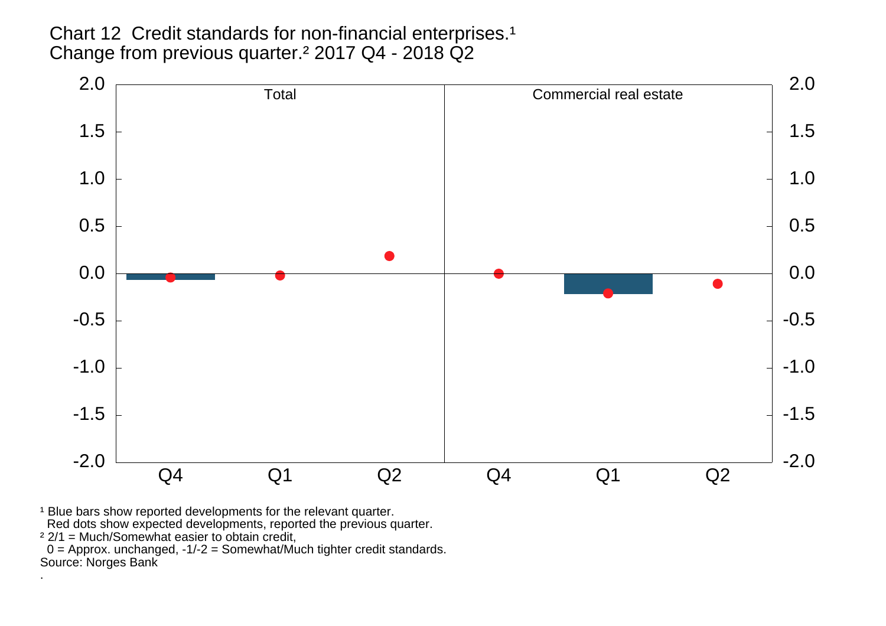Chart 12  Credit standards for non-financial enterprises.[1]
Change from previous quarter.[2] 2017 Q4 - 2018 Q2

Total | Commercial real estate

2.0, 1.5, 1.0, 0.5, 0.0, -0.5, -1.0, -1.5, -2.0

Q4, Q1, Q2, Q4, Q1, Q2

[1] Blue bars show reported developments for the relevant quarter.
Red dots show expected developments, reported the previous quarter.

[2] 2/1 = Much/Somewhat easier to obtain credit,
0 = Approx. unchanged, -1/-2 = Somewhat/Much tighter credit standards.

Source: Norges Bank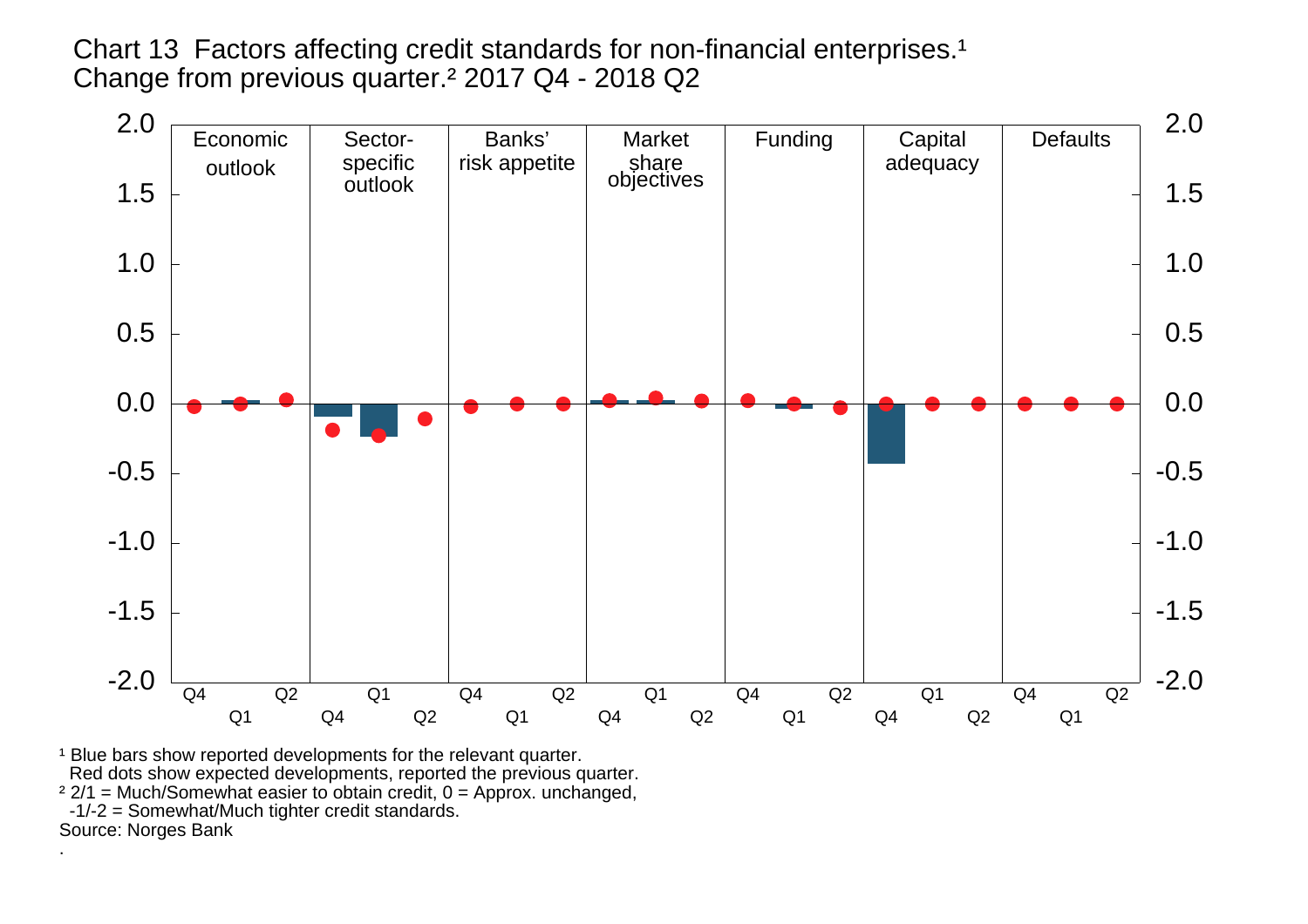Chart 13 Factors affecting credit standards for non-financial enterprises.[1] Change from previous quarter.[2] 2017 Q4 - 2018 Q2

[1] Blue bars show reported developments for the relevant quarter. Red dots show expected developments, reported the previous quarter.

[2] 2/1 = Much/Somewhat easier to obtain credit, 0 = Approx. unchanged, -1/-2 = Somewhat/Much tighter credit standards.

Source: Norges Bank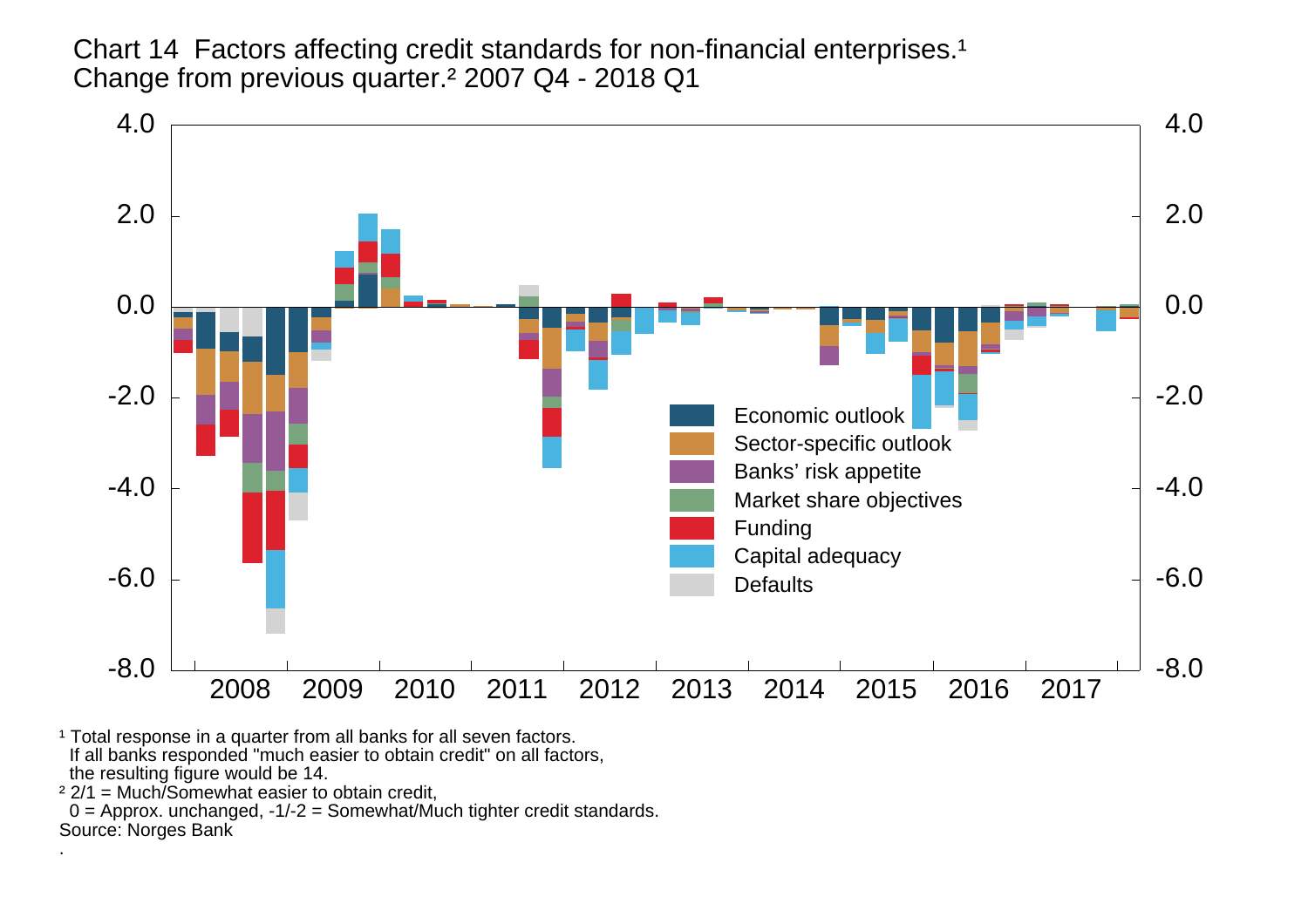Chart 14 Factors affecting credit standards for non-financial enterprises.[1] Change from previous quarter.[2] 2007 Q4 - 2018 Q1

[1] Total response in a quarter from all banks for all seven factors. If all banks responded "much easier to obtain credit" on all factors, the resulting figure would be 14.
[2] 2/1 = Much/Somewhat easier to obtain credit, 0 = Approx. unchanged, -1/-2 = Somewhat/Much tighter credit standards.
Source: Norges Bank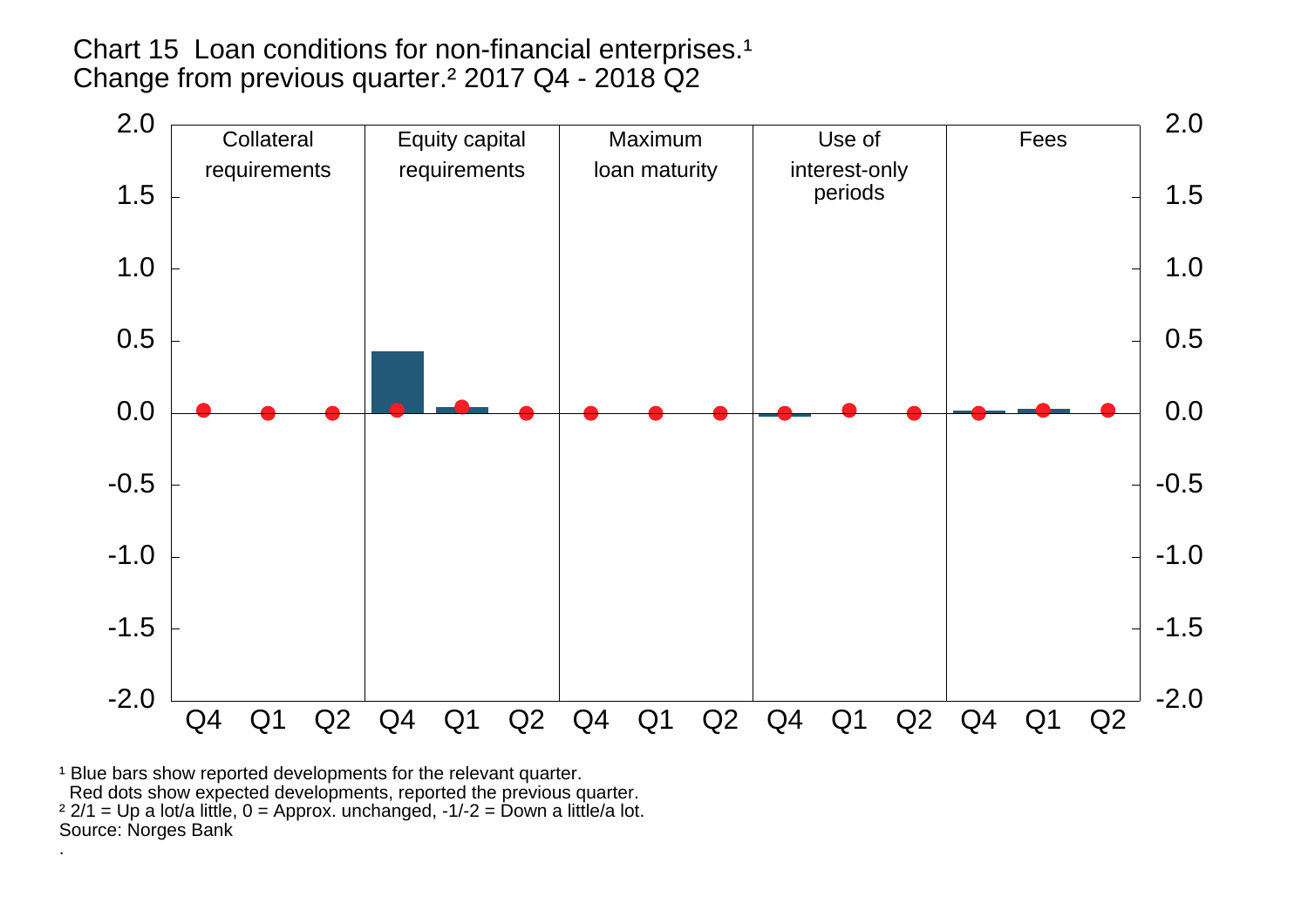Chart 15 Loan conditions for non-financial enterprises.[1] Change from previous quarter.[2] 2017 Q4 - 2018 Q2

[1] Blue bars show reported developments for the relevant quarter. Red dots show expected developments, reported the previous quarter.
[2] 2/1 = Up a lot/a little, 0 = Approx. unchanged, -1/-2 = Down a little/a lot.
Source: Norges Bank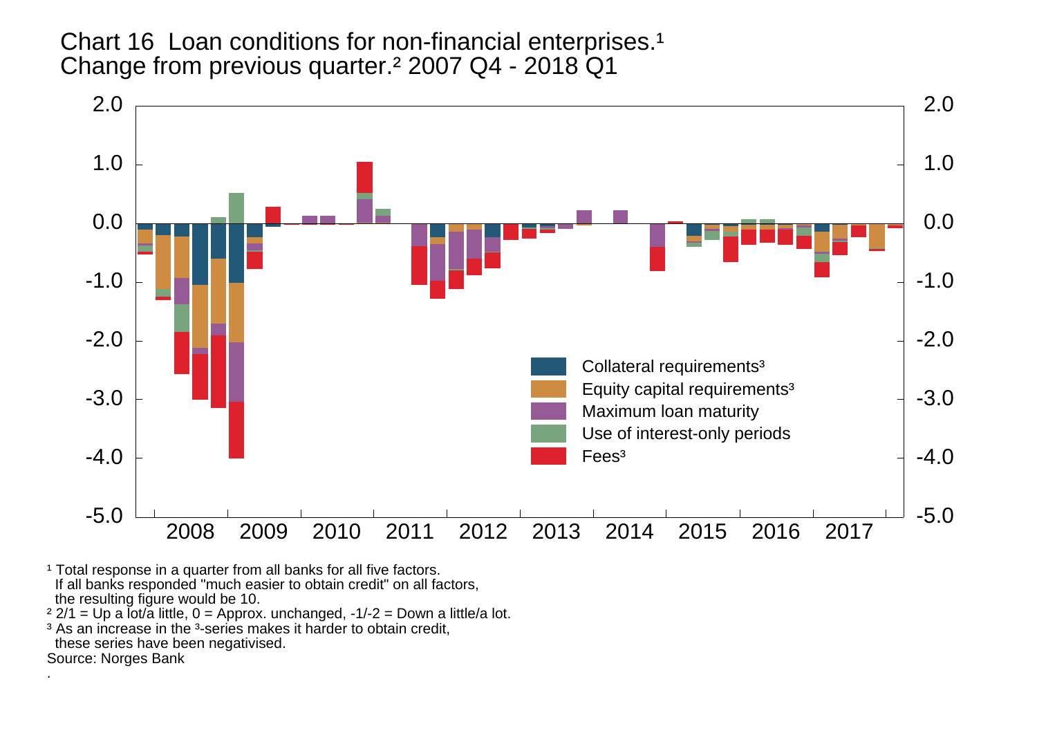Chart 16 Loan conditions for non-financial enterprises.[1]
Change from previous quarter.[2] 2007 Q4 - 2018 Q1

[1] Total response in a quarter from all banks for all five factors. If all banks responded "much easier to obtain credit" on all factors, the resulting figure would be 10.

[2] 2/1 = Up a lot/a little, 0 = Approx. unchanged, -1/-2 = Down a little/a lot.

[3] As an increase in the [3]-series makes it harder to obtain credit, these series have been negativised.

Source: Norges Bank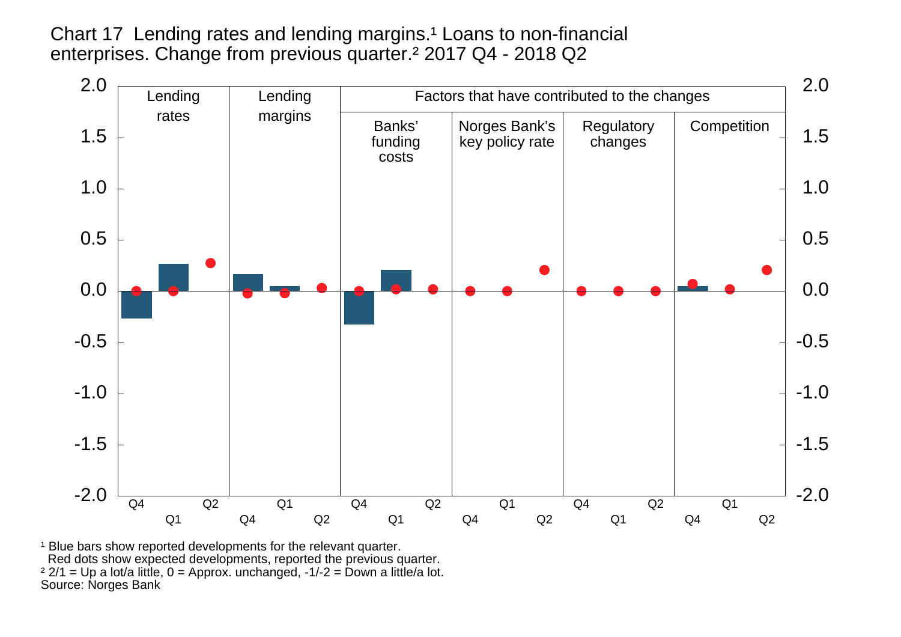Chart 17 Lending rates and lending margins.[1] Loans to non-financial enterprises. Change from previous quarter.[2] 2017 Q4 - 2018 Q2

Lending rates | Lending margins | Factors that have contributed to the changes: Banks' funding costs | Norges Bank's key policy rate | Regulatory changes | Competition

2.0 | 1.5 | 1.0 | 0.5 | 0.0 | -0.5 | -1.0 | -1.5 | -2.0

Q4 Q1 Q2 | Q4 Q1 Q2 | Q4 Q1 Q2 | Q4 Q1 Q2 | Q4 Q1 Q2 | Q4 Q1 Q2

[1] Blue bars show reported developments for the relevant quarter.
Red dots show expected developments, reported the previous quarter.

[2] 2/1 = Up a lot/a little, 0 = Approx. unchanged, -1/-2 = Down a little/a lot.

Source: Norges Bank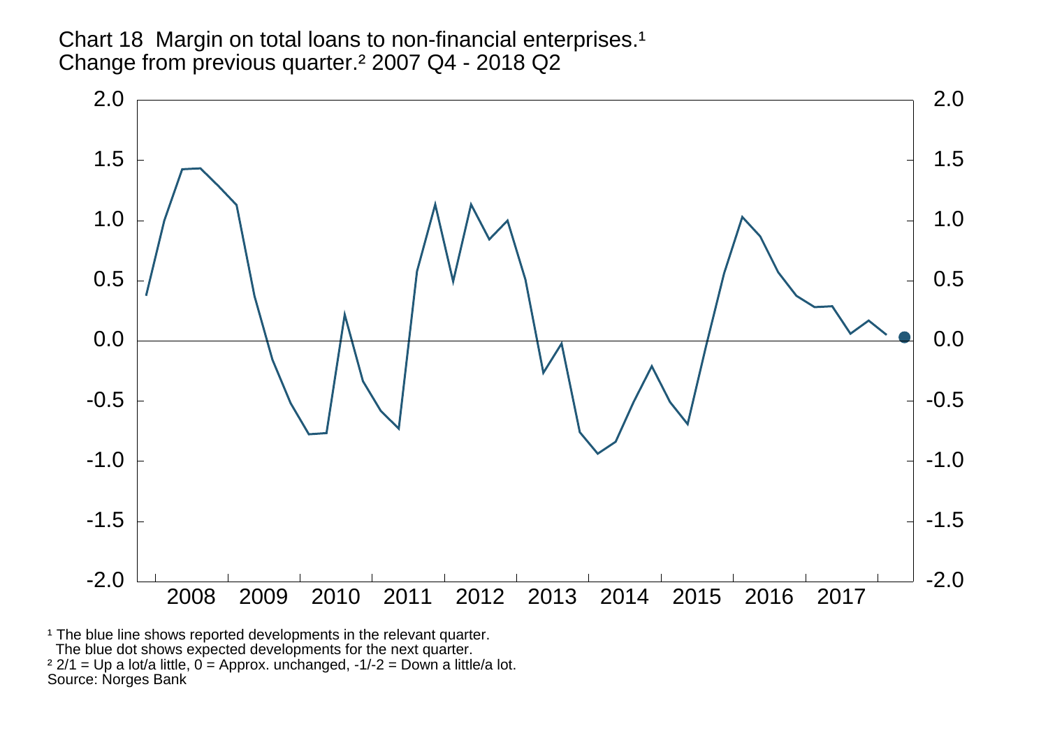Chart 18 Margin on total loans to non-financial enterprises.[1]
Change from previous quarter.[2] 2007 Q4 - 2018 Q2

2.0
1.5
1.0
0.5
0.0
-0.5
-1.0
-1.5
-2.0

2008 2009 2010 2011 2012 2013 2014 2015 2016 2017

[1] The blue line shows reported developments in the relevant quarter.
The blue dot shows expected developments for the next quarter.

[2] 2/1 = Up a lot/a little, 0 = Approx. unchanged, -1/-2 = Down a little/a lot.

Source: Norges Bank